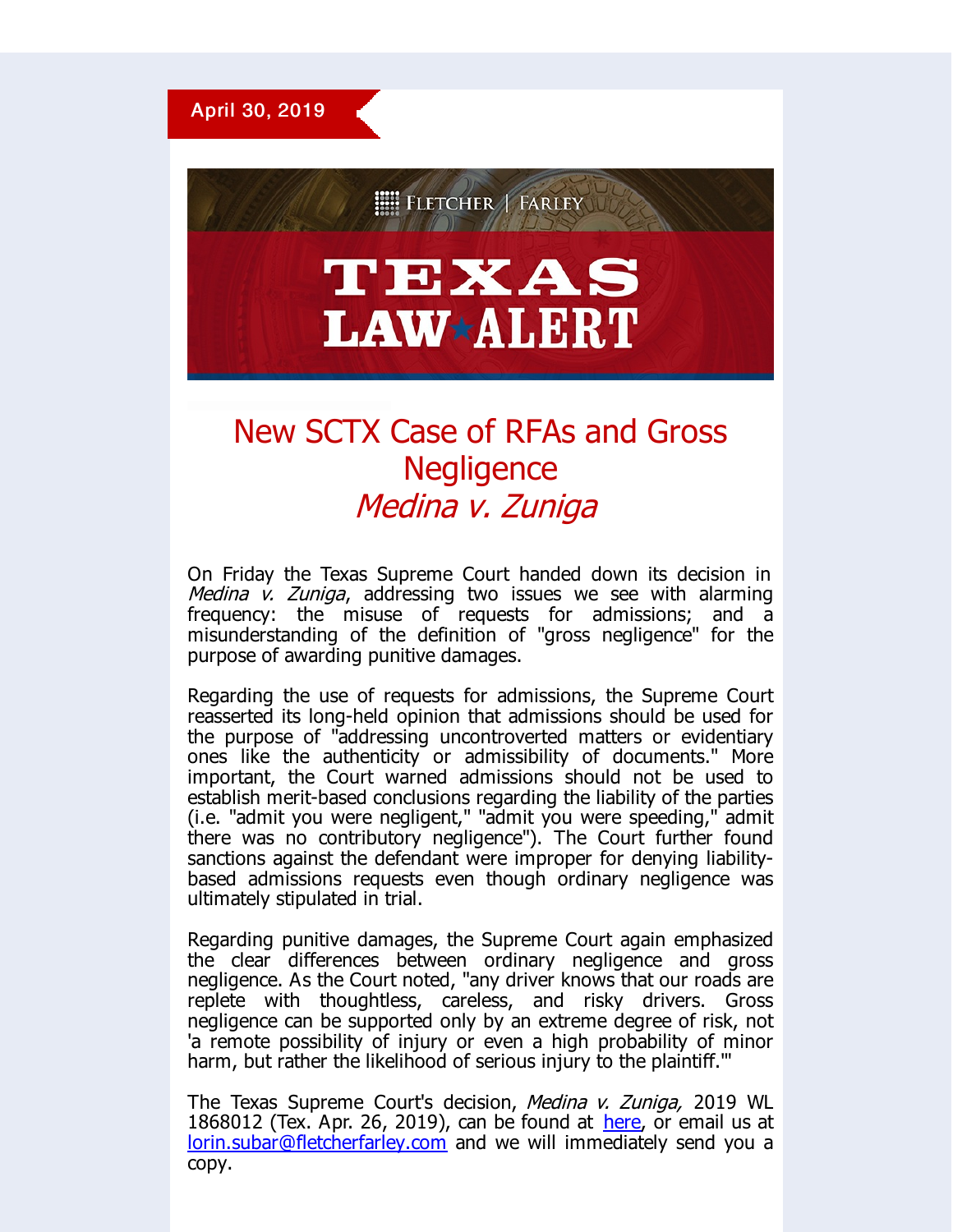April 30, 2019

FLETCHER | FARLEY

# TEXAS LAW ALERT

## New SCTX Case of RFAs and Gross Negligence
## *Medina v. Zuniga*

On Friday the Texas Supreme Court handed down its decision in *Medina v. Zuniga*, addressing two issues we see with alarming frequency: the misuse of requests for admissions; and a misunderstanding of the definition of "gross negligence" for the purpose of awarding punitive damages.

Regarding the use of requests for admissions, the Supreme Court reasserted its long-held opinion that admissions should be used for the purpose of "addressing uncontroverted matters or evidentiary ones like the authenticity or admissibility of documents." More important, the Court warned admissions should not be used to establish merit-based conclusions regarding the liability of the parties (i.e. "admit you were negligent," "admit you were speeding," admit there was no contributory negligence"). The Court further found sanctions against the defendant were improper for denying liability-based admissions requests even though ordinary negligence was ultimately stipulated in trial.

Regarding punitive damages, the Supreme Court again emphasized the clear differences between ordinary negligence and gross negligence. As the Court noted, "any driver knows that our roads are replete with thoughtless, careless, and risky drivers. Gross negligence can be supported only by an extreme degree of risk, not 'a remote possibility of injury or even a high probability of minor harm, but rather the likelihood of serious injury to the plaintiff.'"

The Texas Supreme Court's decision, *Medina v. Zuniga,* 2019 WL 1868012 (Tex. Apr. 26, 2019), can be found at here, or email us at lorin.subar@fletcherfarley.com and we will immediately send you a copy.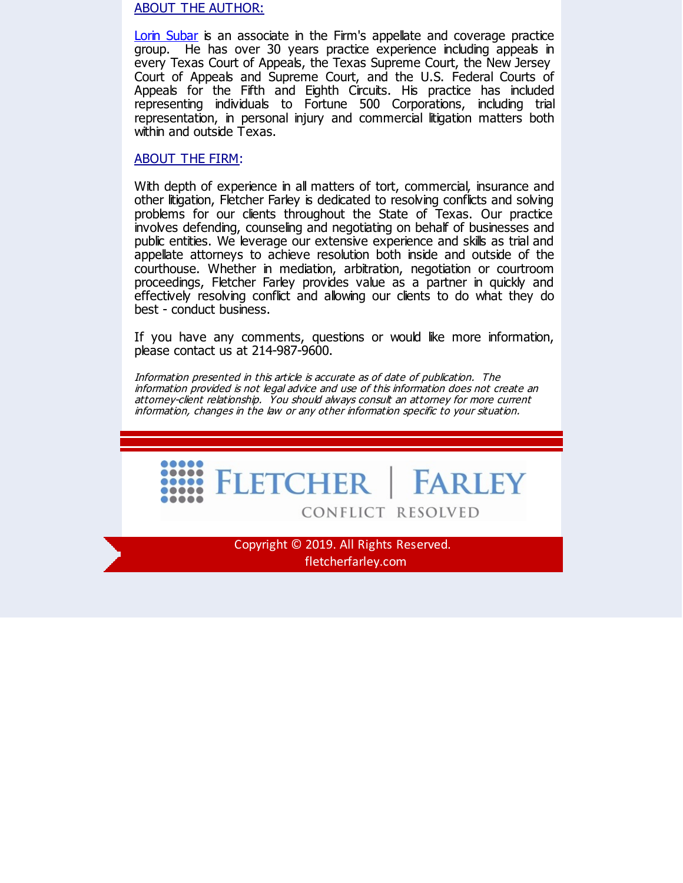## ABOUT THE AUTHOR:

Lorin Subar is an associate in the Firm's appellate and coverage practice group. He has over 30 years practice experience including appeals in every Texas Court of Appeals, the Texas Supreme Court, the New Jersey Court of Appeals and Supreme Court, and the U.S. Federal Courts of Appeals for the Fifth and Eighth Circuits. His practice has included representing individuals to Fortune 500 Corporations, including trial representation, in personal injury and commercial litigation matters both within and outside Texas.

## ABOUT THE FIRM:

With depth of experience in all matters of tort, commercial, insurance and other litigation, Fletcher Farley is dedicated to resolving conflicts and solving problems for our clients throughout the State of Texas. Our practice involves defending, counseling and negotiating on behalf of businesses and public entities. We leverage our extensive experience and skills as trial and appellate attorneys to achieve resolution both inside and outside of the courthouse. Whether in mediation, arbitration, negotiation or courtroom proceedings, Fletcher Farley provides value as a partner in quickly and effectively resolving conflict and allowing our clients to do what they do best - conduct business.

If you have any comments, questions or would like more information, please contact us at 214-987-9600.

*Information presented in this article is accurate as of date of publication. The information provided is not legal advice and use of this information does not create an attorney-client relationship. You should always consult an attorney for more current information, changes in the law or any other information specific to your situation.*

FLETCHER | FARLEY

CONFLICT RESOLVED

Copyright © 2019. All Rights Reserved.
fletcherfarley.com